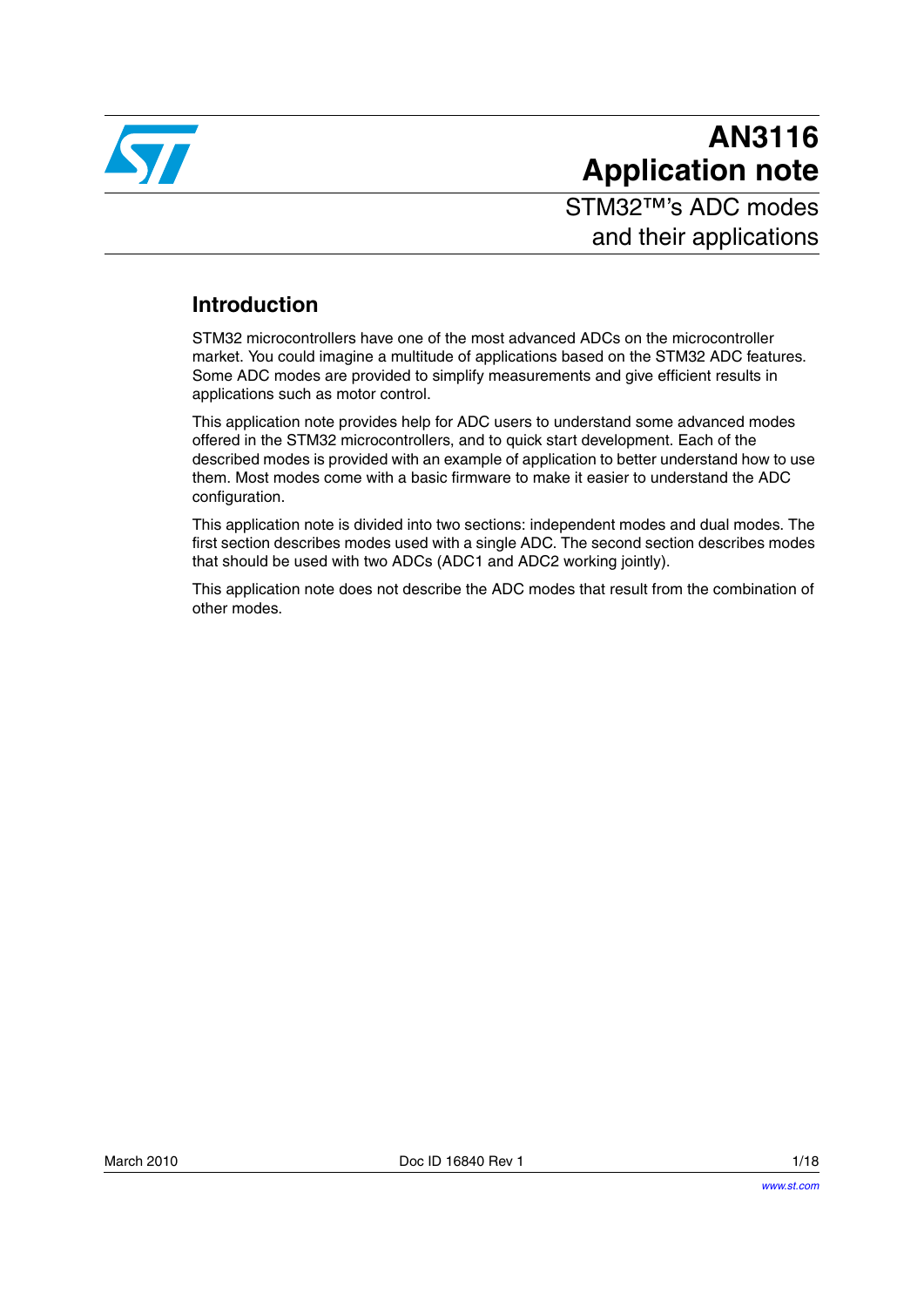# AN3116
# Application note

## STM32™'s ADC modes and their applications

## Introduction

STM32 microcontrollers have one of the most advanced ADCs on the microcontroller market. You could imagine a multitude of applications based on the STM32 ADC features. Some ADC modes are provided to simplify measurements and give efficient results in applications such as motor control.

This application note provides help for ADC users to understand some advanced modes offered in the STM32 microcontrollers, and to quick start development. Each of the described modes is provided with an example of application to better understand how to use them. Most modes come with a basic firmware to make it easier to understand the ADC configuration.

This application note is divided into two sections: independent modes and dual modes. The first section describes modes used with a single ADC. The second section describes modes that should be used with two ADCs (ADC1 and ADC2 working jointly).

This application note does not describe the ADC modes that result from the combination of other modes.

March 2010 Doc ID 16840 Rev 1

www.st.com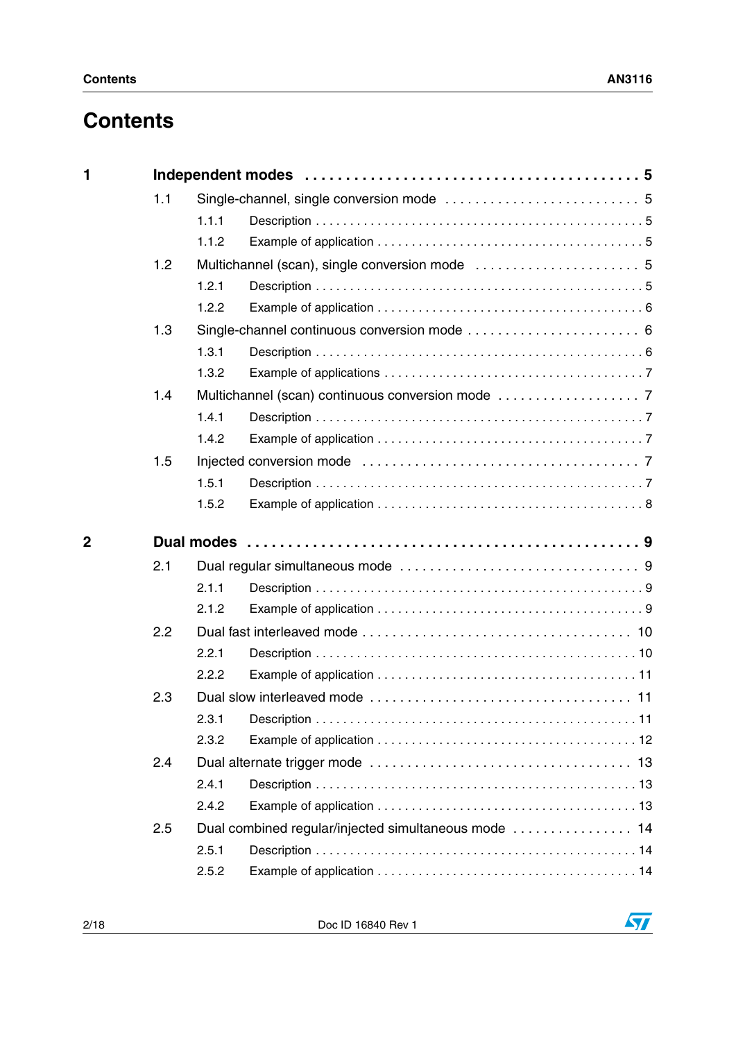# Contents

**1 Independent modes . . . 5**

- 1.1 Single-channel, single conversion mode . . . 5
  - 1.1.1 Description . . . 5
  - 1.1.2 Example of application . . . 5
- 1.2 Multichannel (scan), single conversion mode . . . 5
  - 1.2.1 Description . . . 5
  - 1.2.2 Example of application . . . 6
- 1.3 Single-channel continuous conversion mode . . . 6
  - 1.3.1 Description . . . 6
  - 1.3.2 Example of applications . . . 7
- 1.4 Multichannel (scan) continuous conversion mode . . . 7
  - 1.4.1 Description . . . 7
  - 1.4.2 Example of application . . . 7
- 1.5 Injected conversion mode . . . 7
  - 1.5.1 Description . . . 7
  - 1.5.2 Example of application . . . 8

**2 Dual modes . . . 9**

- 2.1 Dual regular simultaneous mode . . . 9
  - 2.1.1 Description . . . 9
  - 2.1.2 Example of application . . . 9
- 2.2 Dual fast interleaved mode . . . 10
  - 2.2.1 Description . . . 10
  - 2.2.2 Example of application . . . 11
- 2.3 Dual slow interleaved mode . . . 11
  - 2.3.1 Description . . . 11
  - 2.3.2 Example of application . . . 12
- 2.4 Dual alternate trigger mode . . . 13
  - 2.4.1 Description . . . 13
  - 2.4.2 Example of application . . . 13
- 2.5 Dual combined regular/injected simultaneous mode . . . 14
  - 2.5.1 Description . . . 14
  - 2.5.2 Example of application . . . 14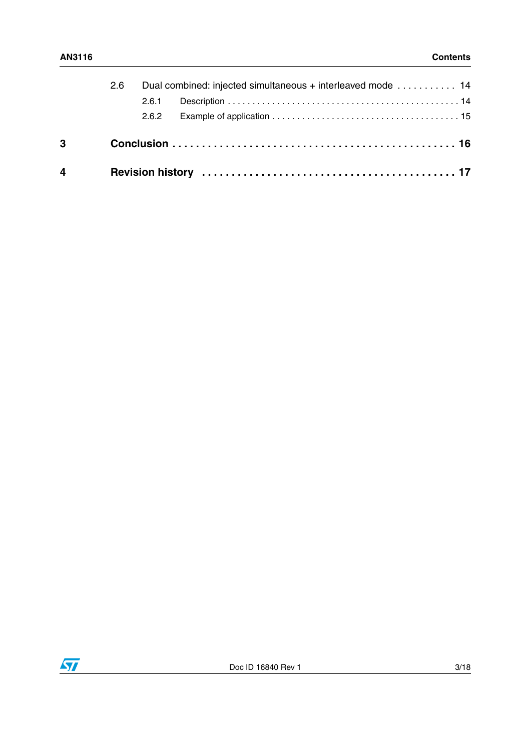2.6 Dual combined: injected simultaneous + interleaved mode . . . . . . . . . . . 14

2.6.1 Description . . . . . . . . . . . . . . . . . . . . . . . . . . . . . . . . . . . . . . . . . . . . . . 14

2.6.2 Example of application . . . . . . . . . . . . . . . . . . . . . . . . . . . . . . . . . . . . 15

**3 Conclusion . . . . . . . . . . . . . . . . . . . . . . . . . . . . . . . . . . . . . . . . . . . . . . 16**

**4 Revision history . . . . . . . . . . . . . . . . . . . . . . . . . . . . . . . . . . . . . . . . . 17**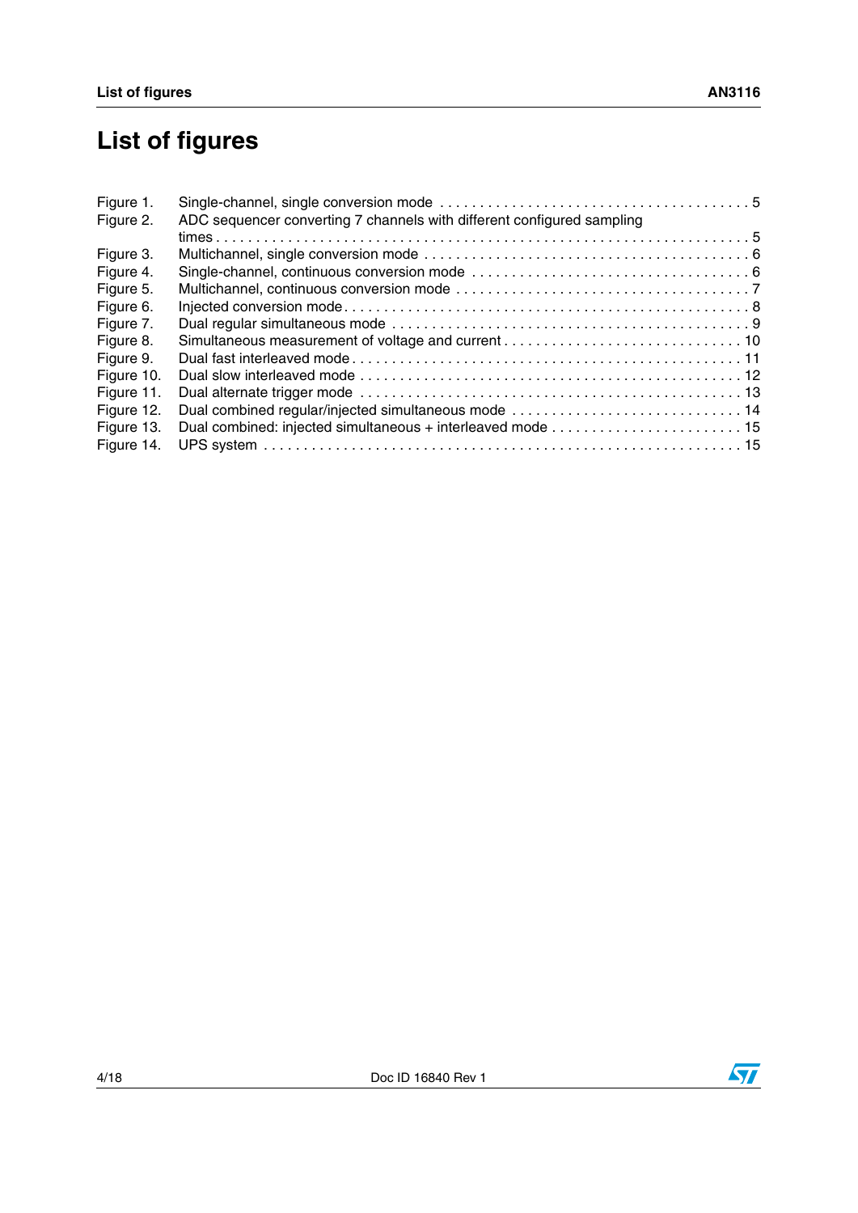# List of figures

Figure 1. Single-channel, single conversion mode . . . . . . . . . . . . . . . . . . . . . . . . . . . . . . . . . . . . . . 5
Figure 2. ADC sequencer converting 7 channels with different configured sampling times . . . . . . . . . . . . . . . . . . . . . . . . . . . . . . . . . . . . . . . . . . . . . . . . . . . . . . . . . . . . . . . . . 5
Figure 3. Multichannel, single conversion mode . . . . . . . . . . . . . . . . . . . . . . . . . . . . . . . . . . . . . . . . 6
Figure 4. Single-channel, continuous conversion mode . . . . . . . . . . . . . . . . . . . . . . . . . . . . . . . . . . 6
Figure 5. Multichannel, continuous conversion mode . . . . . . . . . . . . . . . . . . . . . . . . . . . . . . . . . . . . 7
Figure 6. Injected conversion mode . . . . . . . . . . . . . . . . . . . . . . . . . . . . . . . . . . . . . . . . . . . . . . . . 8
Figure 7. Dual regular simultaneous mode . . . . . . . . . . . . . . . . . . . . . . . . . . . . . . . . . . . . . . . . . . . 9
Figure 8. Simultaneous measurement of voltage and current . . . . . . . . . . . . . . . . . . . . . . . . . . . . . . 10
Figure 9. Dual fast interleaved mode . . . . . . . . . . . . . . . . . . . . . . . . . . . . . . . . . . . . . . . . . . . . . . 11
Figure 10. Dual slow interleaved mode . . . . . . . . . . . . . . . . . . . . . . . . . . . . . . . . . . . . . . . . . . . . . 12
Figure 11. Dual alternate trigger mode . . . . . . . . . . . . . . . . . . . . . . . . . . . . . . . . . . . . . . . . . . . . . 13
Figure 12. Dual combined regular/injected simultaneous mode . . . . . . . . . . . . . . . . . . . . . . . . . . . . 14
Figure 13. Dual combined: injected simultaneous + interleaved mode . . . . . . . . . . . . . . . . . . . . . . . . 15
Figure 14. UPS system . . . . . . . . . . . . . . . . . . . . . . . . . . . . . . . . . . . . . . . . . . . . . . . . . . . . . . . . 15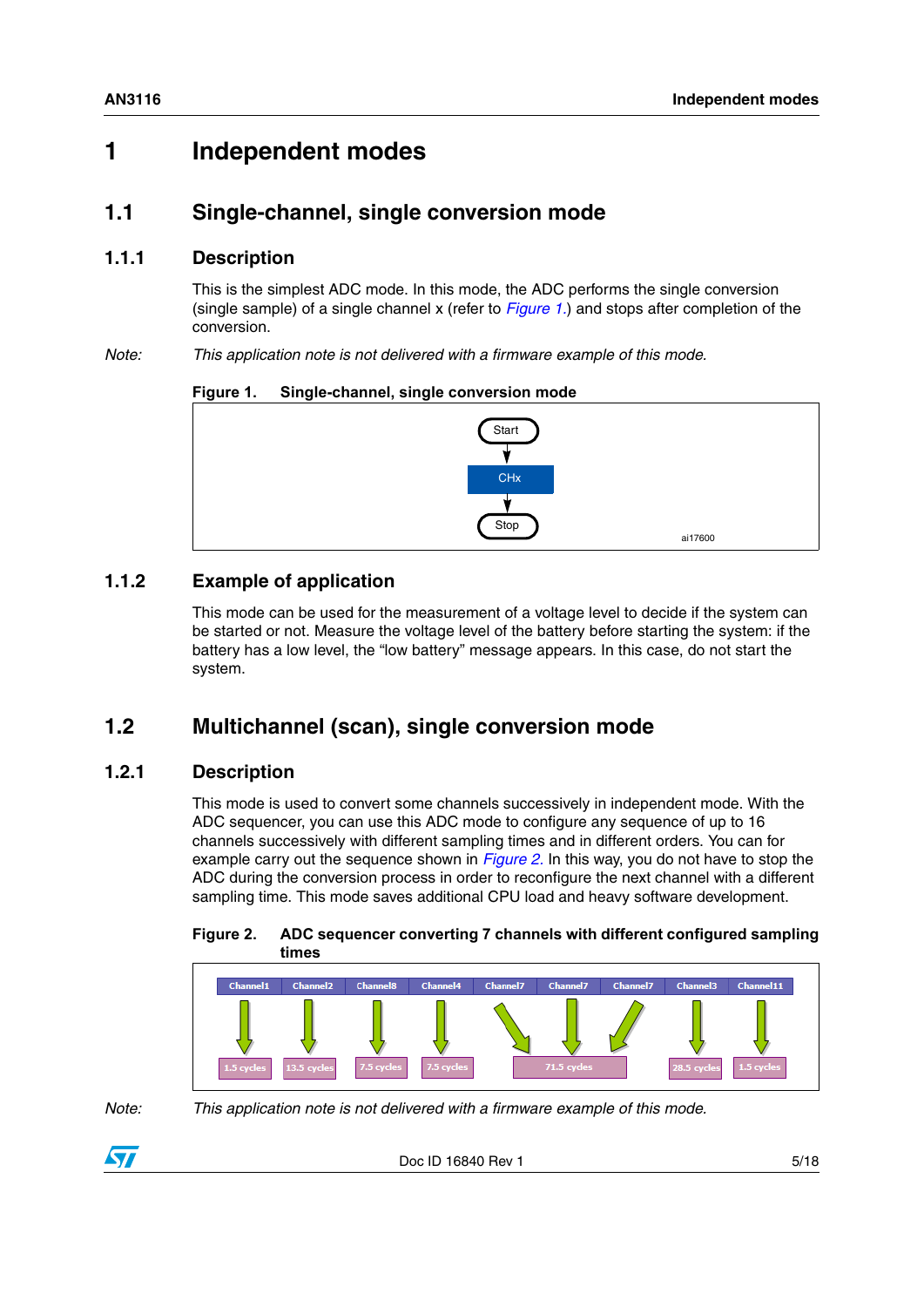# 1 Independent modes

## 1.1 Single-channel, single conversion mode

### 1.1.1 Description

This is the simplest ADC mode. In this mode, the ADC performs the single conversion (single sample) of a single channel x (refer to *Figure 1.*) and stops after completion of the conversion.

*Note: This application note is not delivered with a firmware example of this mode.*

**Figure 1. Single-channel, single conversion mode**

Start → CHx → Stop

ai17600

### 1.1.2 Example of application

This mode can be used for the measurement of a voltage level to decide if the system can be started or not. Measure the voltage level of the battery before starting the system: if the battery has a low level, the "low battery" message appears. In this case, do not start the system.

## 1.2 Multichannel (scan), single conversion mode

### 1.2.1 Description

This mode is used to convert some channels successively in independent mode. With the ADC sequencer, you can use this ADC mode to configure any sequence of up to 16 channels successively with different sampling times and in different orders. You can for example carry out the sequence shown in *Figure 2.* In this way, you do not have to stop the ADC during the conversion process in order to reconfigure the next channel with a different sampling time. This mode saves additional CPU load and heavy software development.

**Figure 2. ADC sequencer converting 7 channels with different configured sampling times**

| Channel1 | Channel2 | Channel8 | Channel4 | Channel7 | Channel7 | Channel7 | Channel3 | Channel11 |
|---|---|---|---|---|---|---|---|---|
| 1.5 cycles | 13.5 cycles | 7.5 cycles | 7.5 cycles | 71.5 cycles | 71.5 cycles | 71.5 cycles | 28.5 cycles | 1.5 cycles |

*Note: This application note is not delivered with a firmware example of this mode.*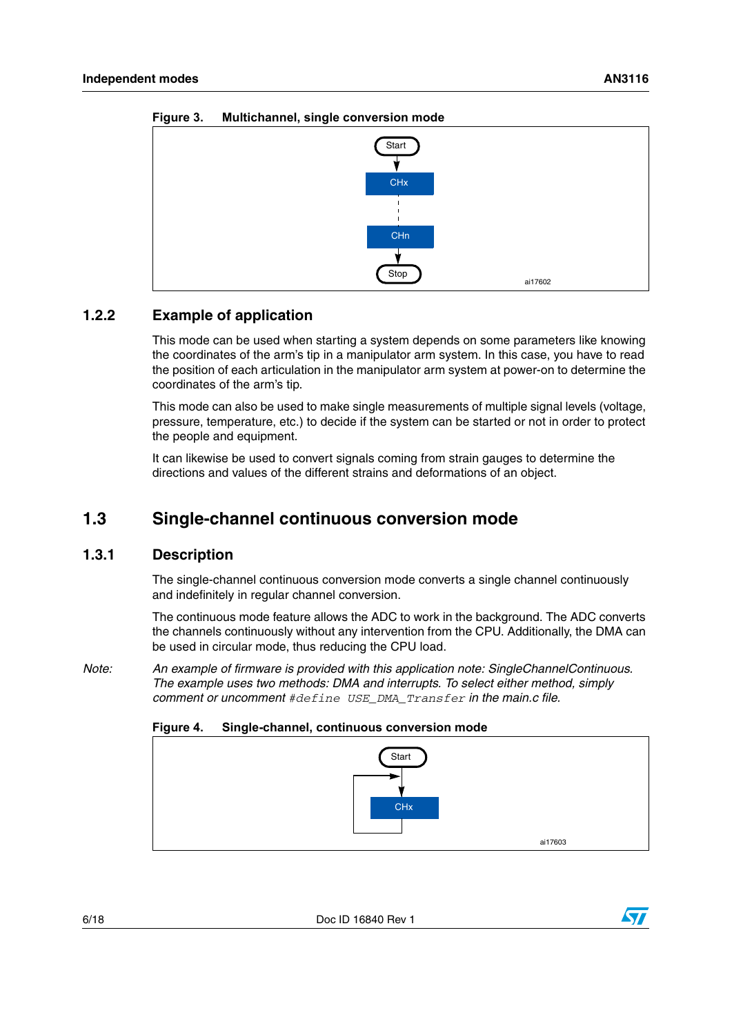**Figure 3. Multichannel, single conversion mode**

### 1.2.2 Example of application

This mode can be used when starting a system depends on some parameters like knowing the coordinates of the arm's tip in a manipulator arm system. In this case, you have to read the position of each articulation in the manipulator arm system at power-on to determine the coordinates of the arm's tip.

This mode can also be used to make single measurements of multiple signal levels (voltage, pressure, temperature, etc.) to decide if the system can be started or not in order to protect the people and equipment.

It can likewise be used to convert signals coming from strain gauges to determine the directions and values of the different strains and deformations of an object.

## 1.3 Single-channel continuous conversion mode

### 1.3.1 Description

The single-channel continuous conversion mode converts a single channel continuously and indefinitely in regular channel conversion.

The continuous mode feature allows the ADC to work in the background. The ADC converts the channels continuously without any intervention from the CPU. Additionally, the DMA can be used in circular mode, thus reducing the CPU load.

*Note: An example of firmware is provided with this application note: SingleChannelContinuous. The example uses two methods: DMA and interrupts. To select either method, simply comment or uncomment* `#define USE_DMA_Transfer` *in the main.c file.*

**Figure 4. Single-channel, continuous conversion mode**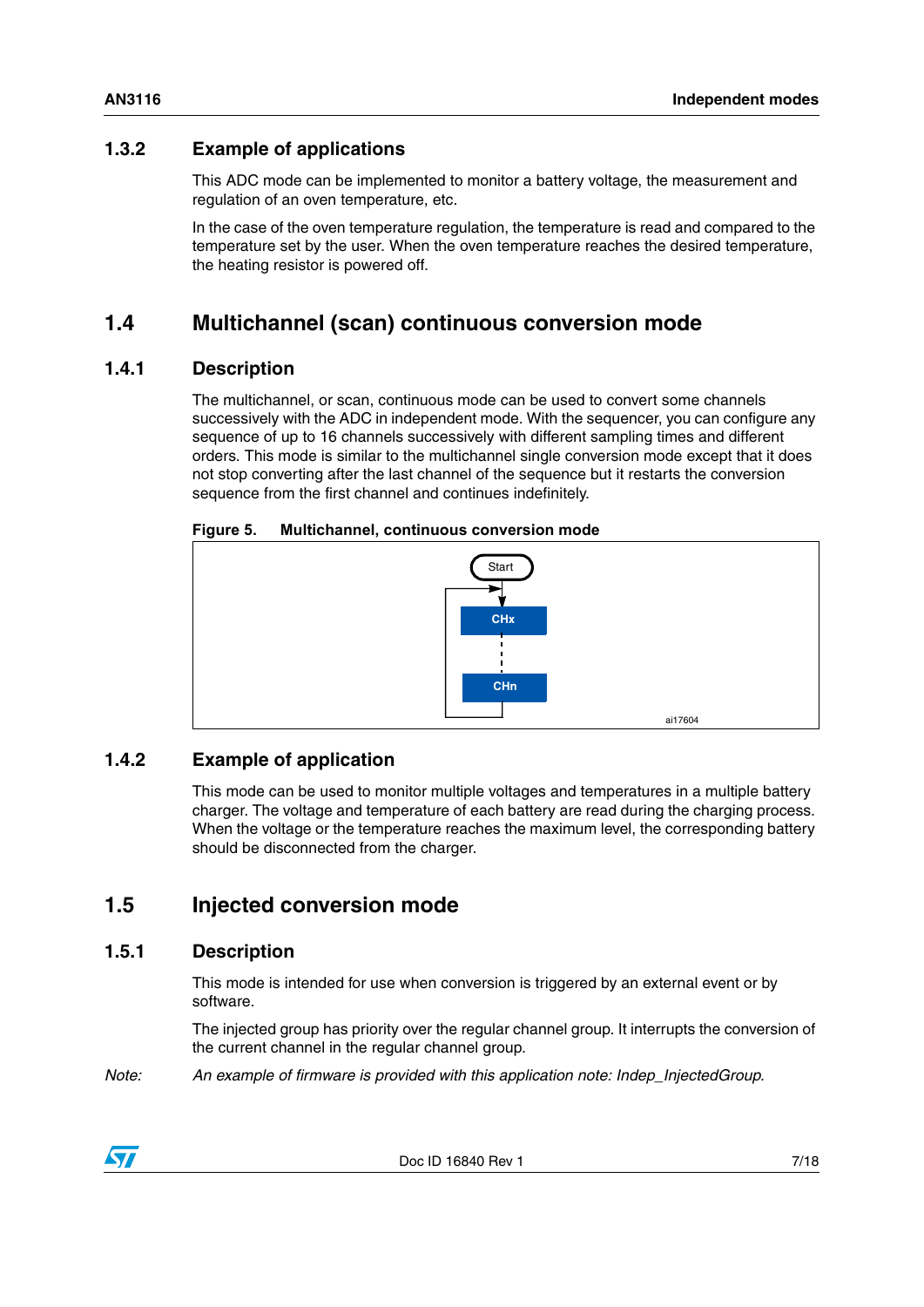### 1.3.2 Example of applications

This ADC mode can be implemented to monitor a battery voltage, the measurement and regulation of an oven temperature, etc.

In the case of the oven temperature regulation, the temperature is read and compared to the temperature set by the user. When the oven temperature reaches the desired temperature, the heating resistor is powered off.

## 1.4 Multichannel (scan) continuous conversion mode

### 1.4.1 Description

The multichannel, or scan, continuous mode can be used to convert some channels successively with the ADC in independent mode. With the sequencer, you can configure any sequence of up to 16 channels successively with different sampling times and different orders. This mode is similar to the multichannel single conversion mode except that it does not stop converting after the last channel of the sequence but it restarts the conversion sequence from the first channel and continues indefinitely.

**Figure 5. Multichannel, continuous conversion mode**

Start

CHx

CHn

ai17604

### 1.4.2 Example of application

This mode can be used to monitor multiple voltages and temperatures in a multiple battery charger. The voltage and temperature of each battery are read during the charging process. When the voltage or the temperature reaches the maximum level, the corresponding battery should be disconnected from the charger.

## 1.5 Injected conversion mode

### 1.5.1 Description

This mode is intended for use when conversion is triggered by an external event or by software.

The injected group has priority over the regular channel group. It interrupts the conversion of the current channel in the regular channel group.

*Note: An example of firmware is provided with this application note: Indep_InjectedGroup.*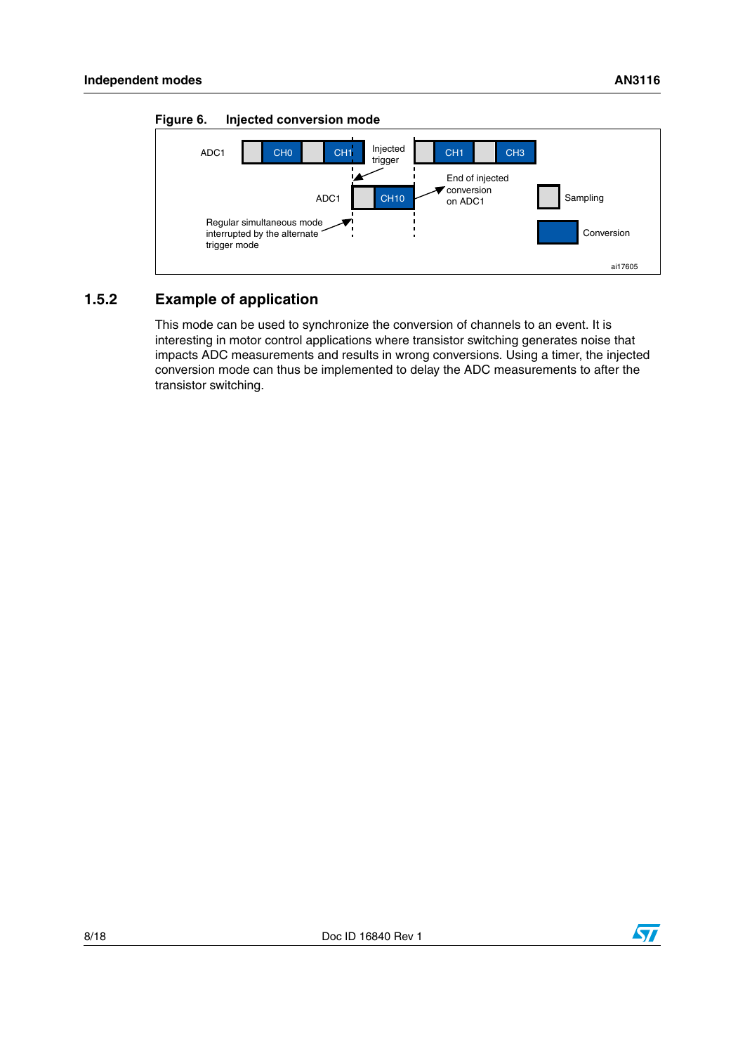Figure 6. Injected conversion mode

ADC1 | CH0 | CH1 | Injected trigger | CH1 | CH3

ADC1 | CH10

End of injected conversion on ADC1

Regular simultaneous mode interrupted by the alternate trigger mode

Sampling

Conversion

ai17605

### 1.5.2 Example of application

This mode can be used to synchronize the conversion of channels to an event. It is interesting in motor control applications where transistor switching generates noise that impacts ADC measurements and results in wrong conversions. Using a timer, the injected conversion mode can thus be implemented to delay the ADC measurements to after the transistor switching.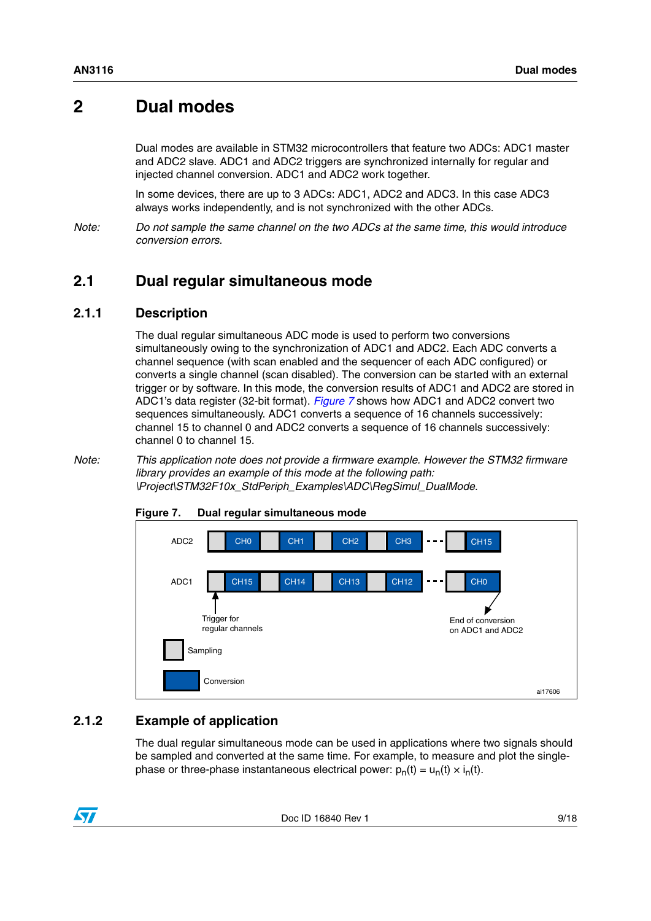# 2 Dual modes

Dual modes are available in STM32 microcontrollers that feature two ADCs: ADC1 master and ADC2 slave. ADC1 and ADC2 triggers are synchronized internally for regular and injected channel conversion. ADC1 and ADC2 work together.

In some devices, there are up to 3 ADCs: ADC1, ADC2 and ADC3. In this case ADC3 always works independently, and is not synchronized with the other ADCs.

*Note: Do not sample the same channel on the two ADCs at the same time, this would introduce conversion errors.*

## 2.1 Dual regular simultaneous mode

### 2.1.1 Description

The dual regular simultaneous ADC mode is used to perform two conversions simultaneously owing to the synchronization of ADC1 and ADC2. Each ADC converts a channel sequence (with scan enabled and the sequencer of each ADC configured) or converts a single channel (scan disabled). The conversion can be started with an external trigger or by software. In this mode, the conversion results of ADC1 and ADC2 are stored in ADC1's data register (32-bit format). *Figure 7* shows how ADC1 and ADC2 convert two sequences simultaneously. ADC1 converts a sequence of 16 channels successively: channel 15 to channel 0 and ADC2 converts a sequence of 16 channels successively: channel 0 to channel 15.

*Note: This application note does not provide a firmware example. However the STM32 firmware library provides an example of this mode at the following path: \Project\STM32F10x_StdPeriph_Examples\ADC\RegSimul_DualMode.*

**Figure 7. Dual regular simultaneous mode**

ADC2: CH0, CH1, CH2, CH3, ..., CH15
ADC1: CH15, CH14, CH13, CH12, ..., CH0
Trigger for regular channels
End of conversion on ADC1 and ADC2
Sampling
Conversion
ai17606

### 2.1.2 Example of application

The dual regular simultaneous mode can be used in applications where two signals should be sampled and converted at the same time. For example, to measure and plot the single-phase or three-phase instantaneous electrical power: $p_n(t) = u_n(t) \times i_n(t)$.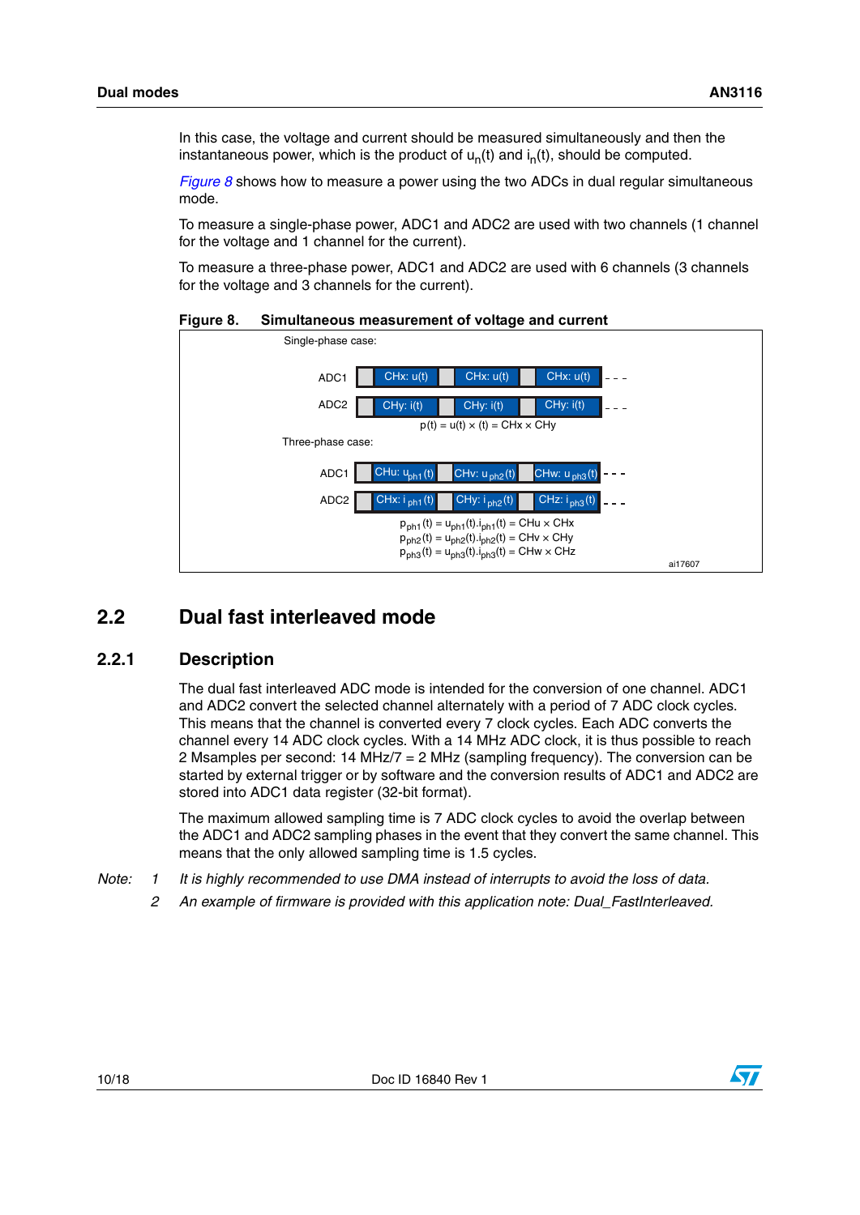In this case, the voltage and current should be measured simultaneously and then the instantaneous power, which is the product of $u_n(t)$ and $i_n(t)$, should be computed.

*Figure 8* shows how to measure a power using the two ADCs in dual regular simultaneous mode.

To measure a single-phase power, ADC1 and ADC2 are used with two channels (1 channel for the voltage and 1 channel for the current).

To measure a three-phase power, ADC1 and ADC2 are used with 6 channels (3 channels for the voltage and 3 channels for the current).

**Figure 8. Simultaneous measurement of voltage and current**

Single-phase case:

| | | | | |
|---|---|---|---|---|
| ADC1 | CHx: u(t) | CHx: u(t) | CHx: u(t) | - - - |
| ADC2 | CHy: i(t) | CHy: i(t) | CHy: i(t) | - - - |

$p(t) = u(t) \times (t) = CHx \times CHy$

Three-phase case:

| | | | | |
|---|---|---|---|---|
| ADC1 | CHu: $u_{ph1}(t)$ | CHv: $u_{ph2}(t)$ | CHw: $u_{ph3}(t)$ | - - - |
| ADC2 | CHx: $i_{ph1}(t)$ | CHy: $i_{ph2}(t)$ | CHz: $i_{ph3}(t)$ | - - - |

$p_{ph1}(t) = u_{ph1}(t).i_{ph1}(t) = CHu \times CHx$

$p_{ph2}(t) = u_{ph2}(t).i_{ph2}(t) = CHv \times CHy$

$p_{ph3}(t) = u_{ph3}(t).i_{ph3}(t) = CHw \times CHz$

ai17607

## 2.2 Dual fast interleaved mode

### 2.2.1 Description

The dual fast interleaved ADC mode is intended for the conversion of one channel. ADC1 and ADC2 convert the selected channel alternately with a period of 7 ADC clock cycles. This means that the channel is converted every 7 clock cycles. Each ADC converts the channel every 14 ADC clock cycles. With a 14 MHz ADC clock, it is thus possible to reach 2 Msamples per second: 14 MHz/7 = 2 MHz (sampling frequency). The conversion can be started by external trigger or by software and the conversion results of ADC1 and ADC2 are stored into ADC1 data register (32-bit format).

The maximum allowed sampling time is 7 ADC clock cycles to avoid the overlap between the ADC1 and ADC2 sampling phases in the event that they convert the same channel. This means that the only allowed sampling time is 1.5 cycles.

*Note: 1 It is highly recommended to use DMA instead of interrupts to avoid the loss of data.*

*2 An example of firmware is provided with this application note: Dual_FastInterleaved.*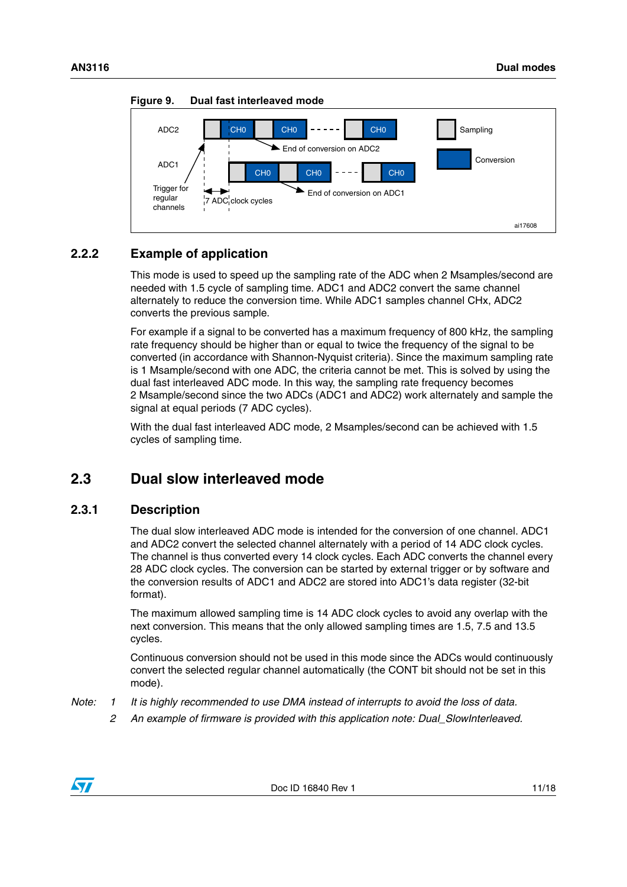**Figure 9. Dual fast interleaved mode**

### 2.2.2 Example of application

This mode is used to speed up the sampling rate of the ADC when 2 Msamples/second are needed with 1.5 cycle of sampling time. ADC1 and ADC2 convert the same channel alternately to reduce the conversion time. While ADC1 samples channel CHx, ADC2 converts the previous sample.

For example if a signal to be converted has a maximum frequency of 800 kHz, the sampling rate frequency should be higher than or equal to twice the frequency of the signal to be converted (in accordance with Shannon-Nyquist criteria). Since the maximum sampling rate is 1 Msample/second with one ADC, the criteria cannot be met. This is solved by using the dual fast interleaved ADC mode. In this way, the sampling rate frequency becomes 2 Msample/second since the two ADCs (ADC1 and ADC2) work alternately and sample the signal at equal periods (7 ADC cycles).

With the dual fast interleaved ADC mode, 2 Msamples/second can be achieved with 1.5 cycles of sampling time.

## 2.3 Dual slow interleaved mode

### 2.3.1 Description

The dual slow interleaved ADC mode is intended for the conversion of one channel. ADC1 and ADC2 convert the selected channel alternately with a period of 14 ADC clock cycles. The channel is thus converted every 14 clock cycles. Each ADC converts the channel every 28 ADC clock cycles. The conversion can be started by external trigger or by software and the conversion results of ADC1 and ADC2 are stored into ADC1's data register (32-bit format).

The maximum allowed sampling time is 14 ADC clock cycles to avoid any overlap with the next conversion. This means that the only allowed sampling times are 1.5, 7.5 and 13.5 cycles.

Continuous conversion should not be used in this mode since the ADCs would continuously convert the selected regular channel automatically (the CONT bit should not be set in this mode).

*Note: 1 It is highly recommended to use DMA instead of interrupts to avoid the loss of data.*

*2 An example of firmware is provided with this application note: Dual_SlowInterleaved.*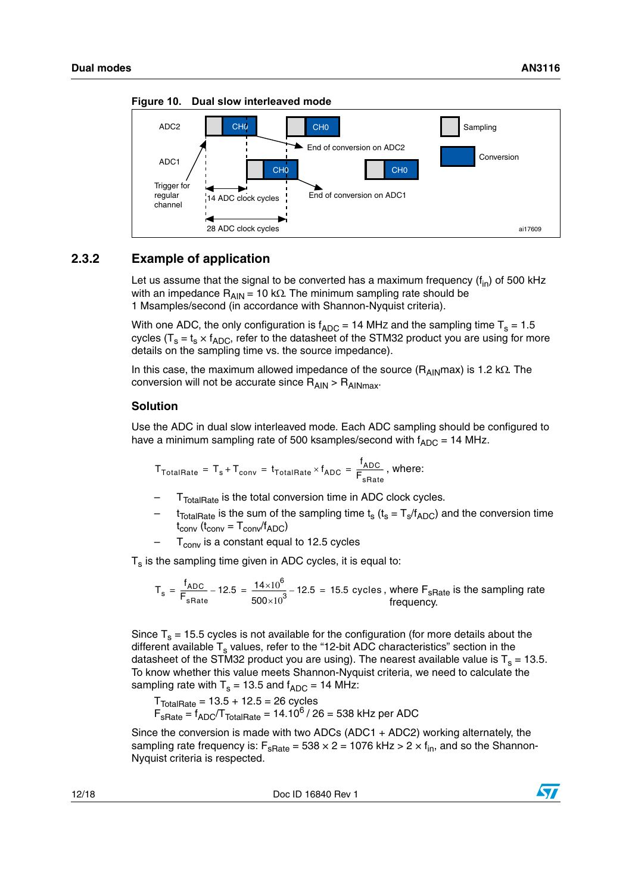**Figure 10. Dual slow interleaved mode**

### 2.3.2 Example of application

Let us assume that the signal to be converted has a maximum frequency ($f_{in}$) of 500 kHz with an impedance $R_{AIN}$ = 10 kΩ. The minimum sampling rate should be 1 Msamples/second (in accordance with Shannon-Nyquist criteria).

With one ADC, the only configuration is $f_{ADC}$ = 14 MHz and the sampling time $T_s$ = 1.5 cycles ($T_s = t_s \times f_{ADC}$, refer to the datasheet of the STM32 product you are using for more details on the sampling time vs. the source impedance).

In this case, the maximum allowed impedance of the source ($R_{AIN}$max) is 1.2 kΩ. The conversion will not be accurate since $R_{AIN} > R_{AINmax}$.

#### Solution

Use the ADC in dual slow interleaved mode. Each ADC sampling should be configured to have a minimum sampling rate of 500 ksamples/second with $f_{ADC}$ = 14 MHz.

$$T_{TotalRate} = T_s + T_{conv} = t_{TotalRate} \times f_{ADC} = \frac{f_{ADC}}{F_{sRate}}\text{, where:}$$

- $T_{TotalRate}$ is the total conversion time in ADC clock cycles.
- $t_{TotalRate}$ is the sum of the sampling time $t_s$ ($t_s = T_s/f_{ADC}$) and the conversion time $t_{conv}$ ($t_{conv} = T_{conv}/f_{ADC}$)
- $T_{conv}$ is a constant equal to 12.5 cycles

$T_s$ is the sampling time given in ADC cycles, it is equal to:

$$T_s = \frac{f_{ADC}}{F_{sRate}} - 12.5 = \frac{14 \times 10^6}{500 \times 10^3} - 12.5 = 15.5 \text{ cycles}$$, where $F_{sRate}$ is the sampling rate frequency.

Since $T_s$ = 15.5 cycles is not available for the configuration (for more details about the different available $T_s$ values, refer to the “12-bit ADC characteristics” section in the datasheet of the STM32 product you are using). The nearest available value is $T_s$ = 13.5. To know whether this value meets Shannon-Nyquist criteria, we need to calculate the sampling rate with $T_s$ = 13.5 and $f_{ADC}$ = 14 MHz:

$T_{TotalRate}$ = 13.5 + 12.5 = 26 cycles
$F_{sRate} = f_{ADC}/T_{TotalRate} = 14.10^6 / 26$ = 538 kHz per ADC

Since the conversion is made with two ADCs (ADC1 + ADC2) working alternately, the sampling rate frequency is: $F_{sRate} = 538 \times 2 = 1076$ kHz $> 2 \times f_{in}$, and so the Shannon-Nyquist criteria is respected.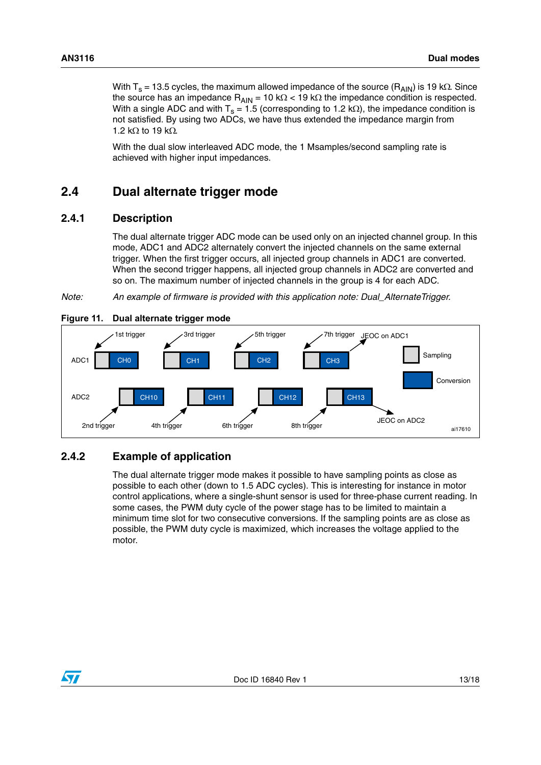With $T_s$ = 13.5 cycles, the maximum allowed impedance of the source ($R_{AIN}$) is 19 kΩ. Since the source has an impedance $R_{AIN}$ = 10 kΩ < 19 kΩ the impedance condition is respected. With a single ADC and with $T_s$ = 1.5 (corresponding to 1.2 kΩ), the impedance condition is not satisfied. By using two ADCs, we have thus extended the impedance margin from 1.2 kΩ to 19 kΩ.

With the dual slow interleaved ADC mode, the 1 Msamples/second sampling rate is achieved with higher input impedances.

## 2.4 Dual alternate trigger mode

### 2.4.1 Description

The dual alternate trigger ADC mode can be used only on an injected channel group. In this mode, ADC1 and ADC2 alternately convert the injected channels on the same external trigger. When the first trigger occurs, all injected group channels in ADC1 are converted. When the second trigger happens, all injected group channels in ADC2 are converted and so on. The maximum number of injected channels in the group is 4 for each ADC.

*Note: An example of firmware is provided with this application note: Dual_AlternateTrigger.*

**Figure 11. Dual alternate trigger mode**

### 2.4.2 Example of application

The dual alternate trigger mode makes it possible to have sampling points as close as possible to each other (down to 1.5 ADC cycles). This is interesting for instance in motor control applications, where a single-shunt sensor is used for three-phase current reading. In some cases, the PWM duty cycle of the power stage has to be limited to maintain a minimum time slot for two consecutive conversions. If the sampling points are as close as possible, the PWM duty cycle is maximized, which increases the voltage applied to the motor.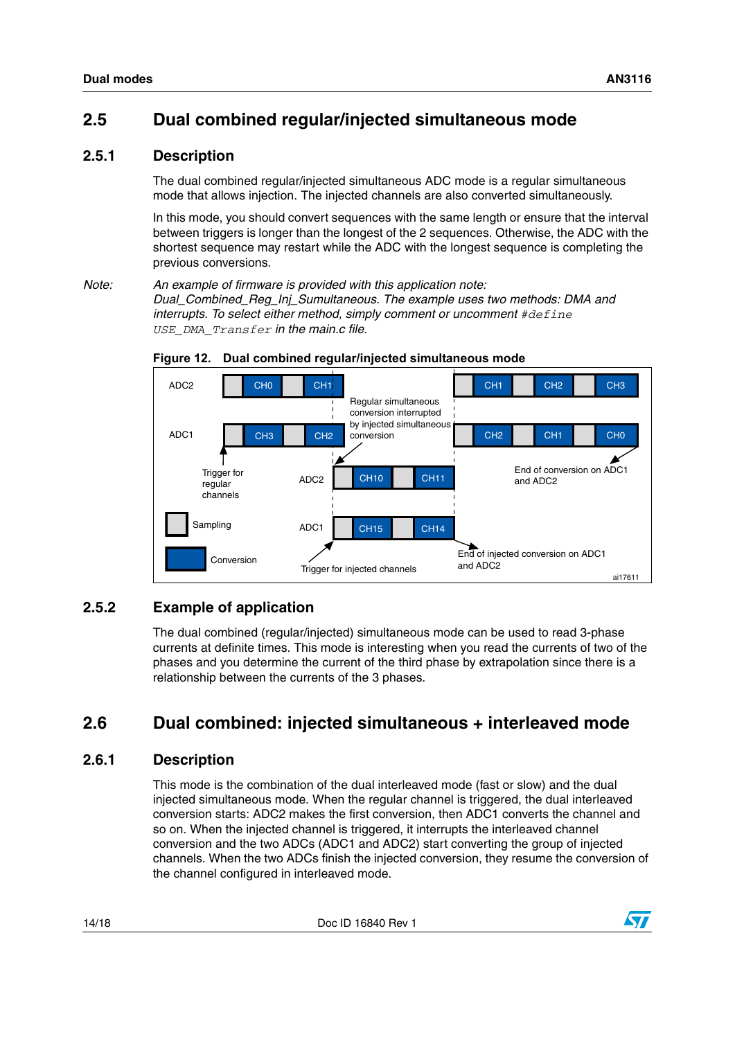## 2.5 Dual combined regular/injected simultaneous mode

### 2.5.1 Description

The dual combined regular/injected simultaneous ADC mode is a regular simultaneous mode that allows injection. The injected channels are also converted simultaneously.

In this mode, you should convert sequences with the same length or ensure that the interval between triggers is longer than the longest of the 2 sequences. Otherwise, the ADC with the shortest sequence may restart while the ADC with the longest sequence is completing the previous conversions.

*Note:* *An example of firmware is provided with this application note: Dual_Combined_Reg_Inj_Sumultaneous. The example uses two methods: DMA and interrupts. To select either method, simply comment or uncomment `#define USE_DMA_Transfer` in the main.c file.*

**Figure 12. Dual combined regular/injected simultaneous mode**

ADC2 | CH0 | CH1 | CH1 | CH2 | CH3

ADC1 | CH3 | CH2 | CH2 | CH1 | CH0

Regular simultaneous conversion interrupted by injected simultaneous conversion

ADC2 | CH10 | CH11

ADC1 | CH15 | CH14

Trigger for regular channels

Trigger for injected channels

End of conversion on ADC1 and ADC2

End of injected conversion on ADC1 and ADC2

Sampling

Conversion

ai17611

### 2.5.2 Example of application

The dual combined (regular/injected) simultaneous mode can be used to read 3-phase currents at definite times. This mode is interesting when you read the currents of two of the phases and you determine the current of the third phase by extrapolation since there is a relationship between the currents of the 3 phases.

## 2.6 Dual combined: injected simultaneous + interleaved mode

### 2.6.1 Description

This mode is the combination of the dual interleaved mode (fast or slow) and the dual injected simultaneous mode. When the regular channel is triggered, the dual interleaved conversion starts: ADC2 makes the first conversion, then ADC1 converts the channel and so on. When the injected channel is triggered, it interrupts the interleaved channel conversion and the two ADCs (ADC1 and ADC2) start converting the group of injected channels. When the two ADCs finish the injected conversion, they resume the conversion of the channel configured in interleaved mode.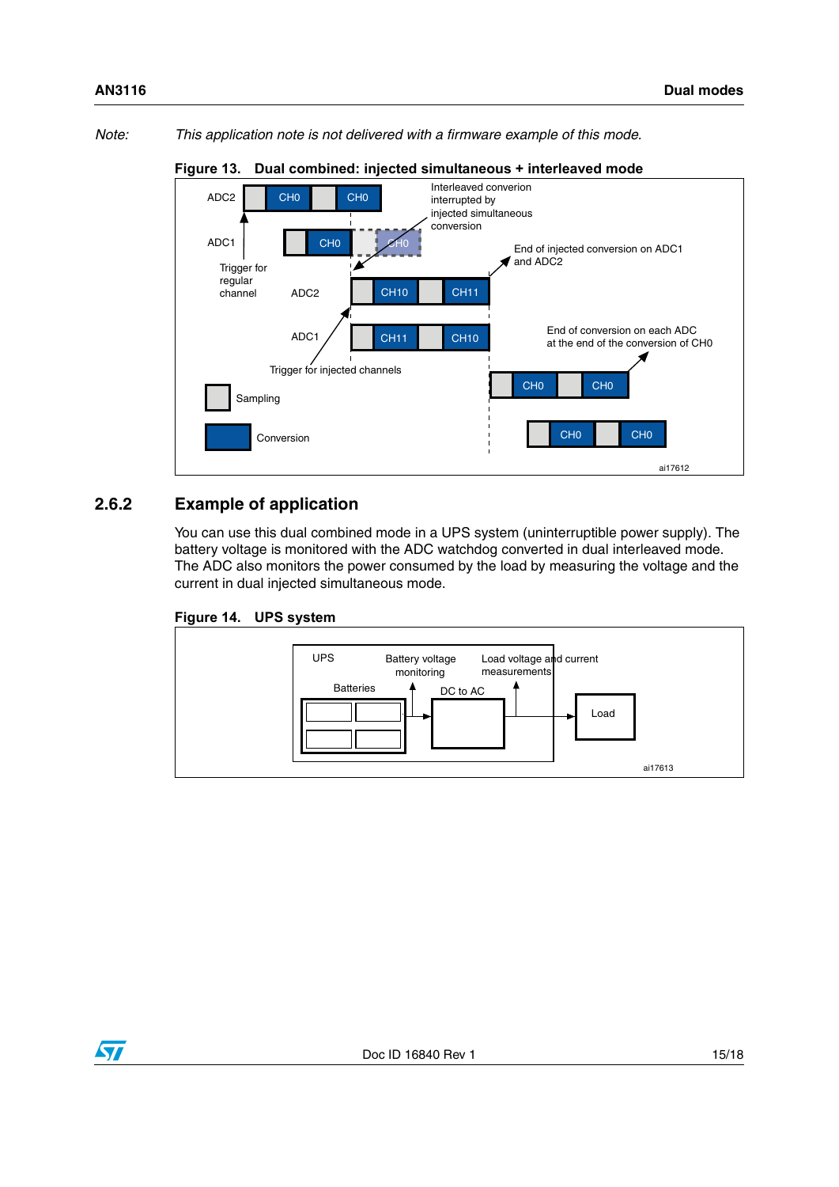*Note: This application note is not delivered with a firmware example of this mode.*

**Figure 13. Dual combined: injected simultaneous + interleaved mode**

### 2.6.2 Example of application

You can use this dual combined mode in a UPS system (uninterruptible power supply). The battery voltage is monitored with the ADC watchdog converted in dual interleaved mode. The ADC also monitors the power consumed by the load by measuring the voltage and the current in dual injected simultaneous mode.

**Figure 14. UPS system**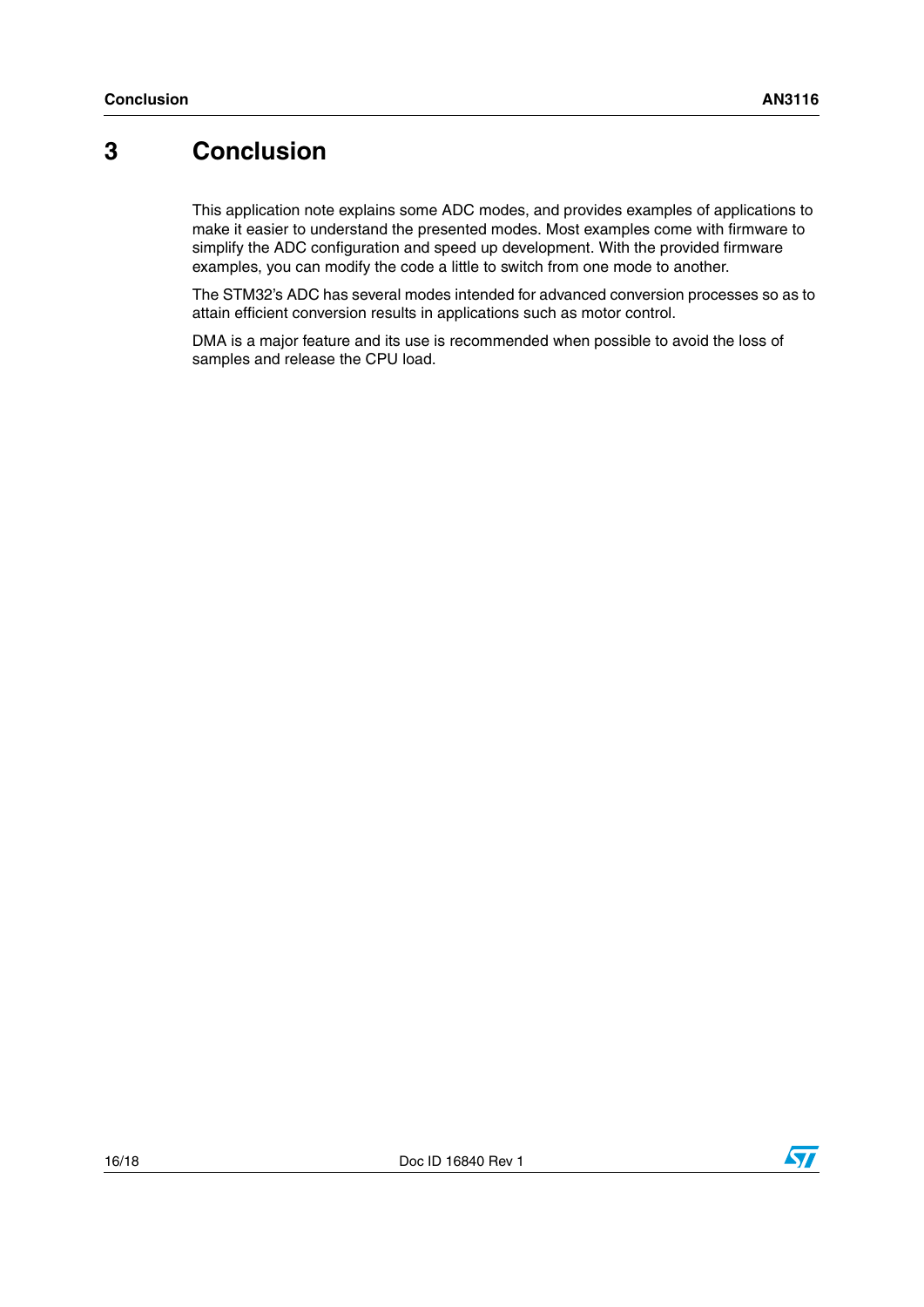# 3 Conclusion

This application note explains some ADC modes, and provides examples of applications to make it easier to understand the presented modes. Most examples come with firmware to simplify the ADC configuration and speed up development. With the provided firmware examples, you can modify the code a little to switch from one mode to another.

The STM32's ADC has several modes intended for advanced conversion processes so as to attain efficient conversion results in applications such as motor control.

DMA is a major feature and its use is recommended when possible to avoid the loss of samples and release the CPU load.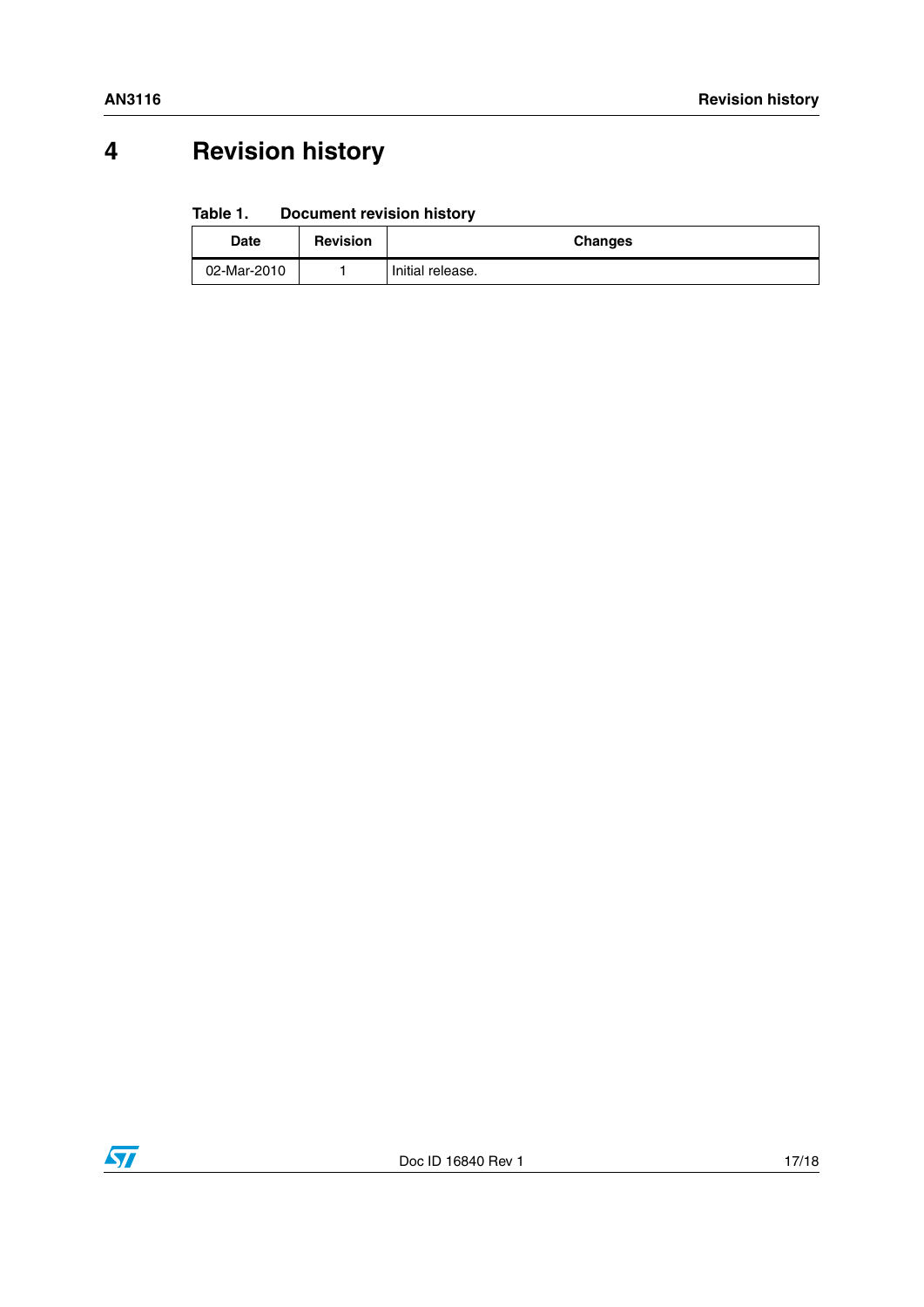# 4 Revision history

Table 1. Document revision history

| Date | Revision | Changes |
|---|---|---|
| 02-Mar-2010 | 1 | Initial release. |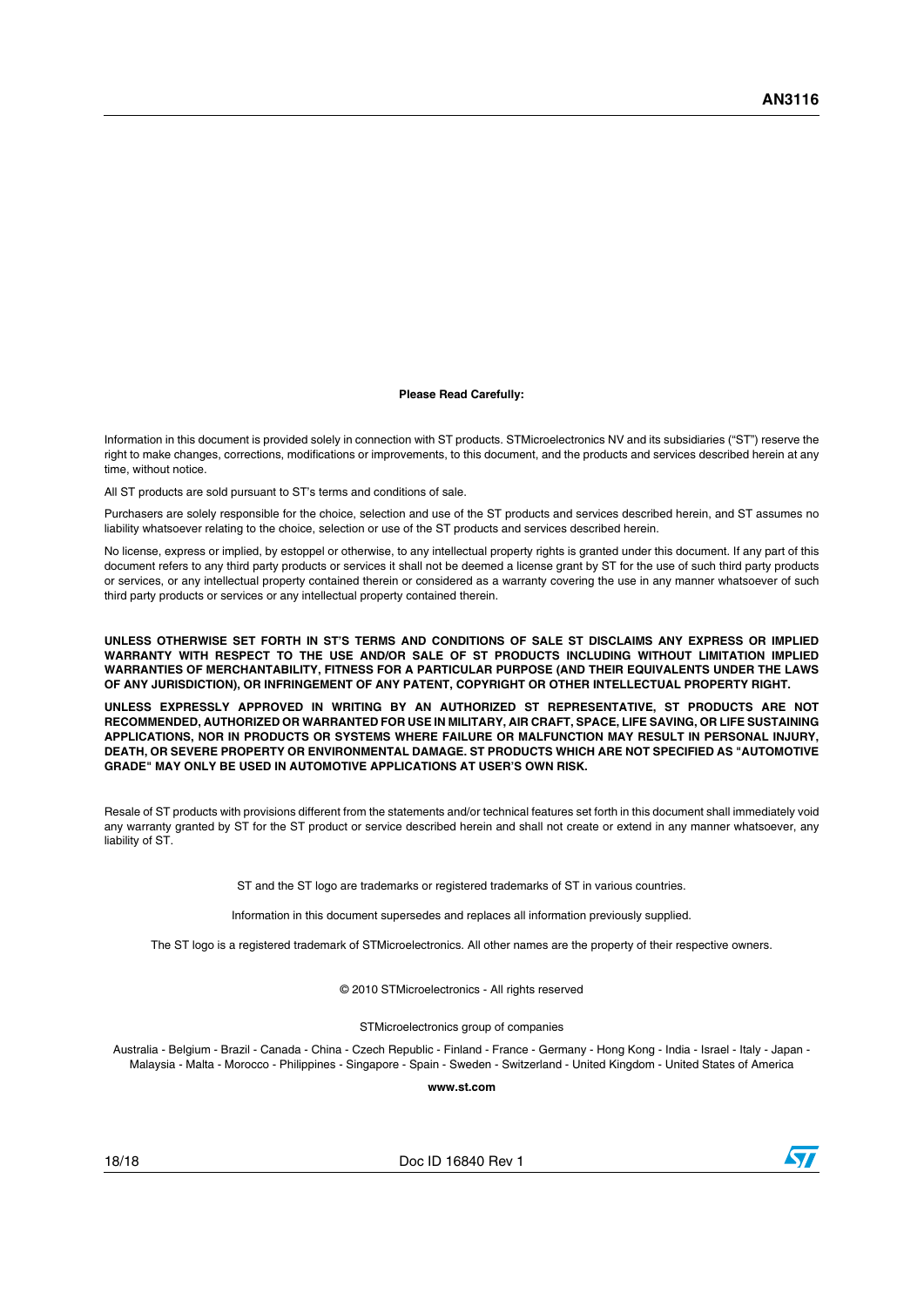**Please Read Carefully:**

Information in this document is provided solely in connection with ST products. STMicroelectronics NV and its subsidiaries ("ST") reserve the right to make changes, corrections, modifications or improvements, to this document, and the products and services described herein at any time, without notice.

All ST products are sold pursuant to ST's terms and conditions of sale.

Purchasers are solely responsible for the choice, selection and use of the ST products and services described herein, and ST assumes no liability whatsoever relating to the choice, selection or use of the ST products and services described herein.

No license, express or implied, by estoppel or otherwise, to any intellectual property rights is granted under this document. If any part of this document refers to any third party products or services it shall not be deemed a license grant by ST for the use of such third party products or services, or any intellectual property contained therein or considered as a warranty covering the use in any manner whatsoever of such third party products or services or any intellectual property contained therein.

**UNLESS OTHERWISE SET FORTH IN ST'S TERMS AND CONDITIONS OF SALE ST DISCLAIMS ANY EXPRESS OR IMPLIED WARRANTY WITH RESPECT TO THE USE AND/OR SALE OF ST PRODUCTS INCLUDING WITHOUT LIMITATION IMPLIED WARRANTIES OF MERCHANTABILITY, FITNESS FOR A PARTICULAR PURPOSE (AND THEIR EQUIVALENTS UNDER THE LAWS OF ANY JURISDICTION), OR INFRINGEMENT OF ANY PATENT, COPYRIGHT OR OTHER INTELLECTUAL PROPERTY RIGHT.**

**UNLESS EXPRESSLY APPROVED IN WRITING BY AN AUTHORIZED ST REPRESENTATIVE, ST PRODUCTS ARE NOT RECOMMENDED, AUTHORIZED OR WARRANTED FOR USE IN MILITARY, AIR CRAFT, SPACE, LIFE SAVING, OR LIFE SUSTAINING APPLICATIONS, NOR IN PRODUCTS OR SYSTEMS WHERE FAILURE OR MALFUNCTION MAY RESULT IN PERSONAL INJURY, DEATH, OR SEVERE PROPERTY OR ENVIRONMENTAL DAMAGE. ST PRODUCTS WHICH ARE NOT SPECIFIED AS "AUTOMOTIVE GRADE" MAY ONLY BE USED IN AUTOMOTIVE APPLICATIONS AT USER'S OWN RISK.**

Resale of ST products with provisions different from the statements and/or technical features set forth in this document shall immediately void any warranty granted by ST for the ST product or service described herein and shall not create or extend in any manner whatsoever, any liability of ST.

ST and the ST logo are trademarks or registered trademarks of ST in various countries.

Information in this document supersedes and replaces all information previously supplied.

The ST logo is a registered trademark of STMicroelectronics. All other names are the property of their respective owners.

© 2010 STMicroelectronics - All rights reserved

STMicroelectronics group of companies

Australia - Belgium - Brazil - Canada - China - Czech Republic - Finland - France - Germany - Hong Kong - India - Israel - Italy - Japan - Malaysia - Malta - Morocco - Philippines - Singapore - Spain - Sweden - Switzerland - United Kingdom - United States of America

**www.st.com**